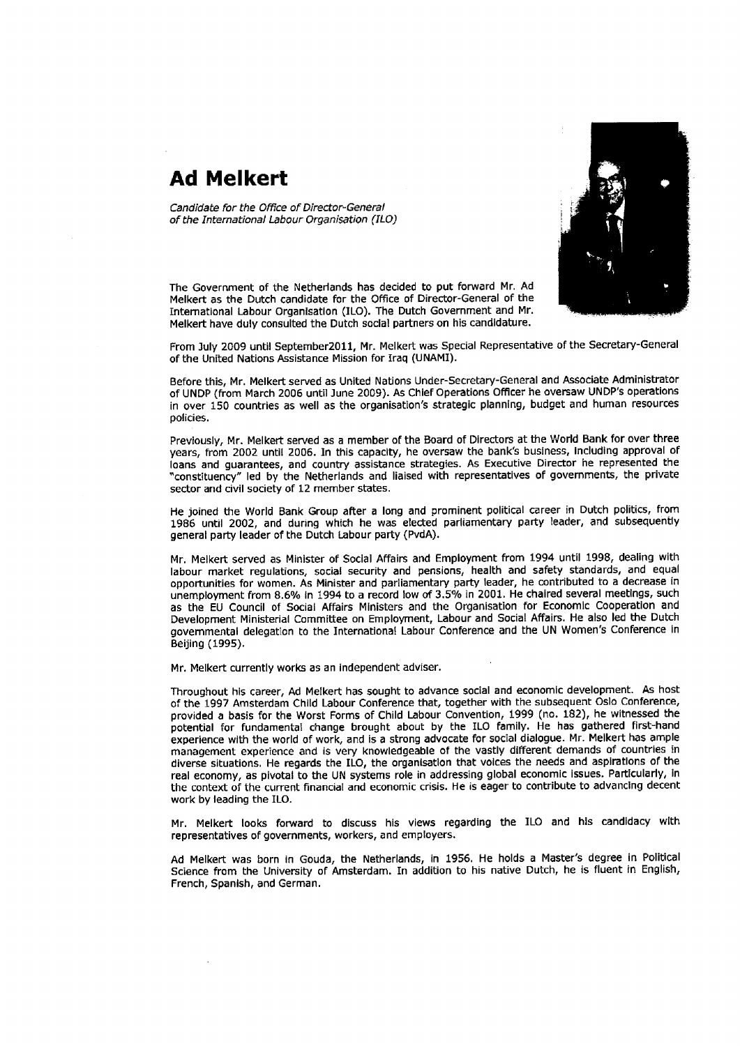# Ad Melkert

*Candidate for the Office of Director-General of the International Labour Organisation (ILO)*

The Government of the Netherlands has decided to put forward Mr. Ad Melkert as the Dutch candidate for the Office of Director-General of the International Labour Organisation (ILO). The Dutch Government and Mr. Melkert have duly consulted the Dutch social partners on his candidature.

From July 2009 until September2011, Mr. Melkert was Special Representative of the Secretary-General of the United Nations Assistance Mission for Iraq (UNAMI).

Before this, Mr. Melkert served as United Nations Under-Secretary-General and Associate Administrator of UNDP (from March 2006 until June 2009). As Chief Operations Officer he oversaw UNDP's operations in over 150 countries as well as the organisation's strategic planning, budget and human resources policies.

Previously, Mr. Melkert served as a member of the Board of Directors at the World Bank for over three years, from 2002 until 2006. In this capacity, he oversaw the bank's business, including approval of loans and guarantees, and country assistance strategies. As Executive Director he represented the "constituency" led by the Netherlands and liaised with representatives of governments, the private sector and civil society of 12 member states.

He joined the World Bank Group after a long and prominent political career in Dutch politics, from 1986 until 2002, and during which he was elected parliamentary party leader, and subsequently general party leader of the Dutch Labour party (PvdA).

Mr. Melkert served as Minister of Social Affairs and Employment from 1994 until 1998, dealing with labour market regulations, social security and pensions, health and safety standards, and equal opportunities for women. As Minister and parliamentary party leader, he contributed to a decrease in unemployment from 8.6% in 1994 to a record low of 3.5% in 2001. He chaired several meetings, such as the EU Council of Social Affairs Ministers and the Organisation for Economic Cooperation and Development Ministerial Committee on Employment, Labour and Social Affairs. He also led the Dutch governmental delegation to the International Labour Conference and the UN Women's Conference in Beijing (1995).

Mr. Melkert currently works as an independent adviser.

Throughout his career, Ad Melkert has sought to advance social and economic development. As host of the 1997 Amsterdam Child Labour Conference that, together with the subsequent Oslo Conference, provided a basis for the Worst Forms of Child Labour Convention, 1999 (no. 182), he witnessed the potential for fundamental change brought about by the ILO family. He has gathered first-hand experience with the world of work, and is a strong advocate for social dialogue. Mr. Melkert has ample management experience and is very knowledgeable of the vastly different demands of countries in diverse situations. He regards the ILO, the organisation that voices the needs and aspirations of the real economy, as pivotal to the UN systems role in addressing global economic issues. Particularly, in the context of the current financial and economic crisis. He is eager to contribute to advancing decent work by leading the ILO.

Mr. Melkert looks forward to discuss his views regarding the ILO and his candidacy with representatives of governments, workers, and employers.

Ad Melkert was born in Gouda, the Netherlands, in 1956. He holds a Master's degree in Political Science from the University of Amsterdam. In addition to his native Dutch, he is fluent in English, French, Spanish, and German.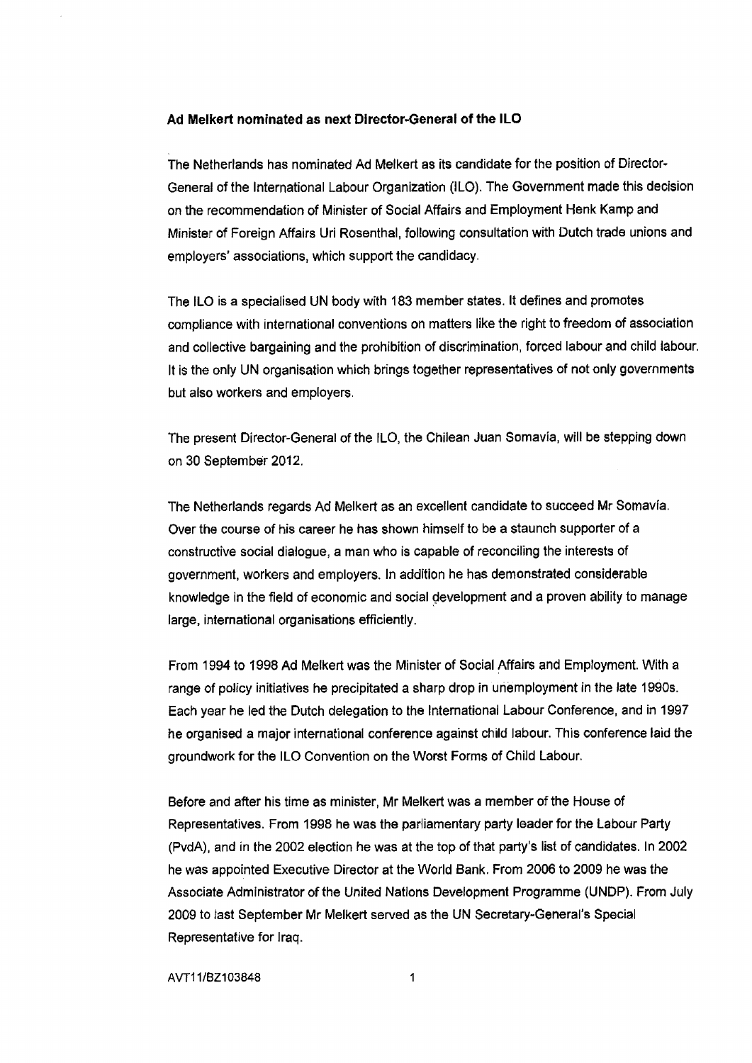**Ad Melkert nominated as next Director-General of the ILO**

The Netherlands has nominated Ad Melkert as its candidate for the position of Director-General of the International Labour Organization (ILO). The Government made this decision on the recommendation of Minister of Social Affairs and Employment Henk Kamp and Minister of Foreign Affairs Uri Rosenthal, following consultation with Dutch trade unions and employers' associations, which support the candidacy.

The ILO is a specialised UN body with 183 member states. It defines and promotes compliance with international conventions on matters like the right to freedom of association and collective bargaining and the prohibition of discrimination, forced labour and child labour. It is the only UN organisation which brings together representatives of not only governments but also workers and employers.

The present Director-General of the ILO, the Chilean Juan Somavía, will be stepping down on 30 September 2012.

The Netherlands regards Ad Melkert as an excellent candidate to succeed Mr Somavía. Over the course of his career he has shown himself to be a staunch supporter of a constructive social dialogue, a man who is capable of reconciling the interests of government, workers and employers. In addition he has demonstrated considerable knowledge in the field of economic and social development and a proven ability to manage large, international organisations efficiently.

From 1994 to 1998 Ad Melkert was the Minister of Social Affairs and Employment. With a range of policy initiatives he precipitated a sharp drop in unemployment in the late 1990s. Each year he led the Dutch delegation to the International Labour Conference, and in 1997 he organised a major international conference against child labour. This conference laid the groundwork for the ILO Convention on the Worst Forms of Child Labour.

Before and after his time as minister, Mr Melkert was a member of the House of Representatives. From 1998 he was the parliamentary party leader for the Labour Party (PvdA), and in the 2002 election he was at the top of that party's list of candidates. In 2002 he was appointed Executive Director at the World Bank. From 2006 to 2009 he was the Associate Administrator of the United Nations Development Programme (UNDP). From July 2009 to last September Mr Melkert served as the UN Secretary-General's Special Representative for Iraq.

AVT11/BZ103848